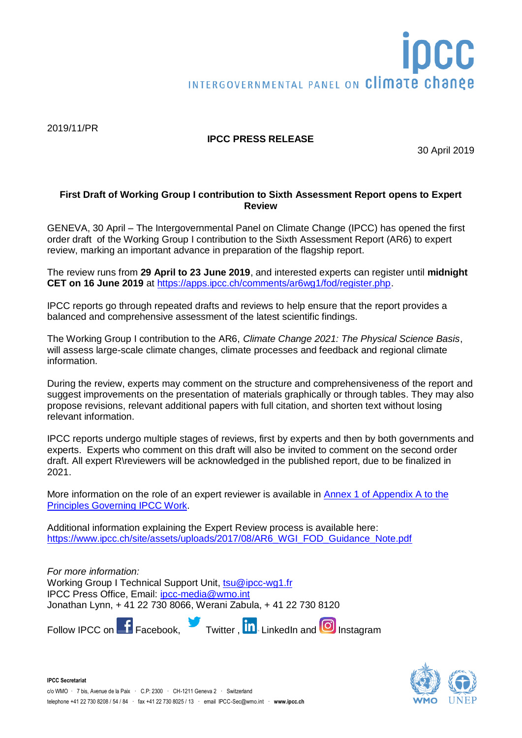2019/11/PR

**IPCC PRESS RELEASE**

30 April 2019

## First Draft of Working Group I contribution to Sixth Assessment Report opens to Expert Review

GENEVA, 30 April – The Intergovernmental Panel on Climate Change (IPCC) has opened the first order draft of the Working Group I contribution to the Sixth Assessment Report (AR6) to expert review, marking an important advance in preparation of the flagship report.

The review runs from **29 April to 23 June 2019**, and interested experts can register until **midnight CET on 16 June 2019** at https://apps.ipcc.ch/comments/ar6wg1/fod/register.php.

IPCC reports go through repeated drafts and reviews to help ensure that the report provides a balanced and comprehensive assessment of the latest scientific findings.

The Working Group I contribution to the AR6, *Climate Change 2021: The Physical Science Basis*, will assess large-scale climate changes, climate processes and feedback and regional climate information.

During the review, experts may comment on the structure and comprehensiveness of the report and suggest improvements on the presentation of materials graphically or through tables. They may also propose revisions, relevant additional papers with full citation, and shorten text without losing relevant information.

IPCC reports undergo multiple stages of reviews, first by experts and then by both governments and experts. Experts who comment on this draft will also be invited to comment on the second order draft. All expert R\reviewers will be acknowledged in the published report, due to be finalized in 2021.

More information on the role of an expert reviewer is available in Annex 1 of Appendix A to the Principles Governing IPCC Work.

Additional information explaining the Expert Review process is available here: https://www.ipcc.ch/site/assets/uploads/2017/08/AR6_WGI_FOD_Guidance_Note.pdf

*For more information:*
Working Group I Technical Support Unit, tsu@ipcc-wg1.fr
IPCC Press Office, Email: ipcc-media@wmo.int
Jonathan Lynn, + 41 22 730 8066, Werani Zabula, + 41 22 730 8120

Follow IPCC on Facebook, Twitter , LinkedIn and Instagram

**IPCC Secretariat**
c/o WMO · 7 bis, Avenue de la Paix · C.P: 2300 · CH-1211 Geneva 2 · Switzerland
telephone +41 22 730 8208 / 54 / 84 · fax +41 22 730 8025 / 13 · email IPCC-Sec@wmo.int · **www.ipcc.ch**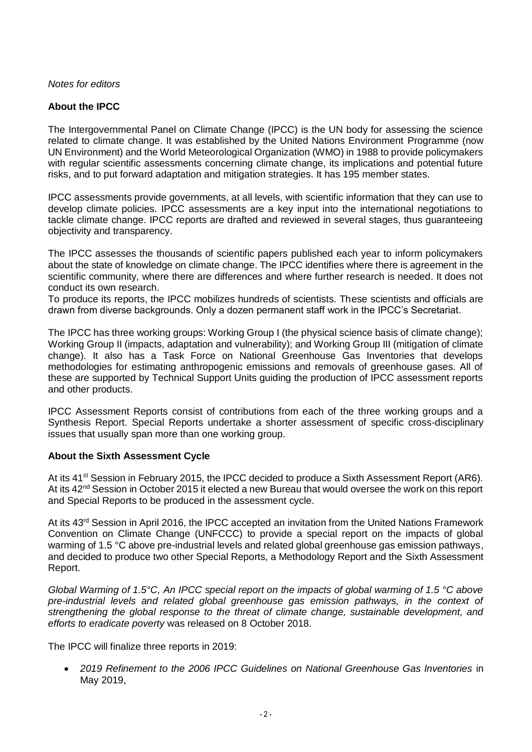*Notes for editors*

**About the IPCC**

The Intergovernmental Panel on Climate Change (IPCC) is the UN body for assessing the science related to climate change. It was established by the United Nations Environment Programme (now UN Environment) and the World Meteorological Organization (WMO) in 1988 to provide policymakers with regular scientific assessments concerning climate change, its implications and potential future risks, and to put forward adaptation and mitigation strategies. It has 195 member states.

IPCC assessments provide governments, at all levels, with scientific information that they can use to develop climate policies. IPCC assessments are a key input into the international negotiations to tackle climate change. IPCC reports are drafted and reviewed in several stages, thus guaranteeing objectivity and transparency.

The IPCC assesses the thousands of scientific papers published each year to inform policymakers about the state of knowledge on climate change. The IPCC identifies where there is agreement in the scientific community, where there are differences and where further research is needed. It does not conduct its own research.
To produce its reports, the IPCC mobilizes hundreds of scientists. These scientists and officials are drawn from diverse backgrounds. Only a dozen permanent staff work in the IPCC's Secretariat.

The IPCC has three working groups: Working Group I (the physical science basis of climate change); Working Group II (impacts, adaptation and vulnerability); and Working Group III (mitigation of climate change). It also has a Task Force on National Greenhouse Gas Inventories that develops methodologies for estimating anthropogenic emissions and removals of greenhouse gases. All of these are supported by Technical Support Units guiding the production of IPCC assessment reports and other products.

IPCC Assessment Reports consist of contributions from each of the three working groups and a Synthesis Report. Special Reports undertake a shorter assessment of specific cross-disciplinary issues that usually span more than one working group.

**About the Sixth Assessment Cycle**

At its 41st Session in February 2015, the IPCC decided to produce a Sixth Assessment Report (AR6). At its 42nd Session in October 2015 it elected a new Bureau that would oversee the work on this report and Special Reports to be produced in the assessment cycle.

At its 43rd Session in April 2016, the IPCC accepted an invitation from the United Nations Framework Convention on Climate Change (UNFCCC) to provide a special report on the impacts of global warming of 1.5 °C above pre-industrial levels and related global greenhouse gas emission pathways, and decided to produce two other Special Reports, a Methodology Report and the Sixth Assessment Report.

*Global Warming of 1.5°C, An IPCC special report on the impacts of global warming of 1.5 °C above pre-industrial levels and related global greenhouse gas emission pathways, in the context of strengthening the global response to the threat of climate change, sustainable development, and efforts to eradicate poverty* was released on 8 October 2018.

The IPCC will finalize three reports in 2019:

- *2019 Refinement to the 2006 IPCC Guidelines on National Greenhouse Gas Inventories* in May 2019,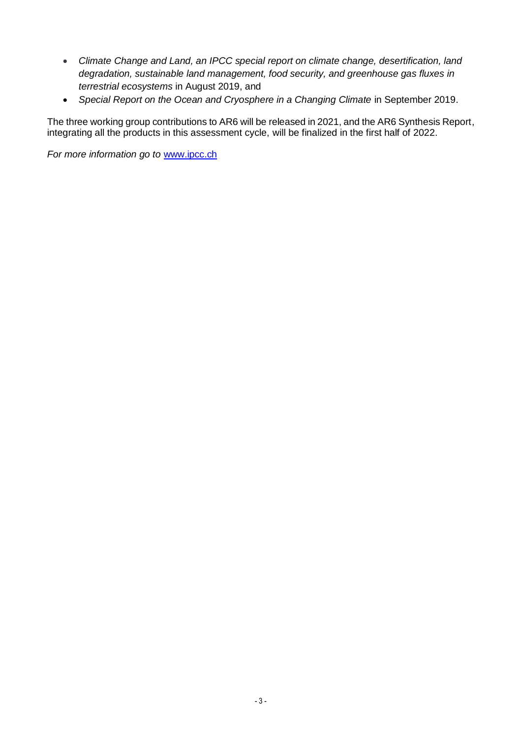- *Climate Change and Land, an IPCC special report on climate change, desertification, land degradation, sustainable land management, food security, and greenhouse gas fluxes in terrestrial ecosystems* in August 2019, and
- *Special Report on the Ocean and Cryosphere in a Changing Climate* in September 2019.

The three working group contributions to AR6 will be released in 2021, and the AR6 Synthesis Report, integrating all the products in this assessment cycle, will be finalized in the first half of 2022.

*For more information go to* [www.ipcc.ch](http://www.ipcc.ch)